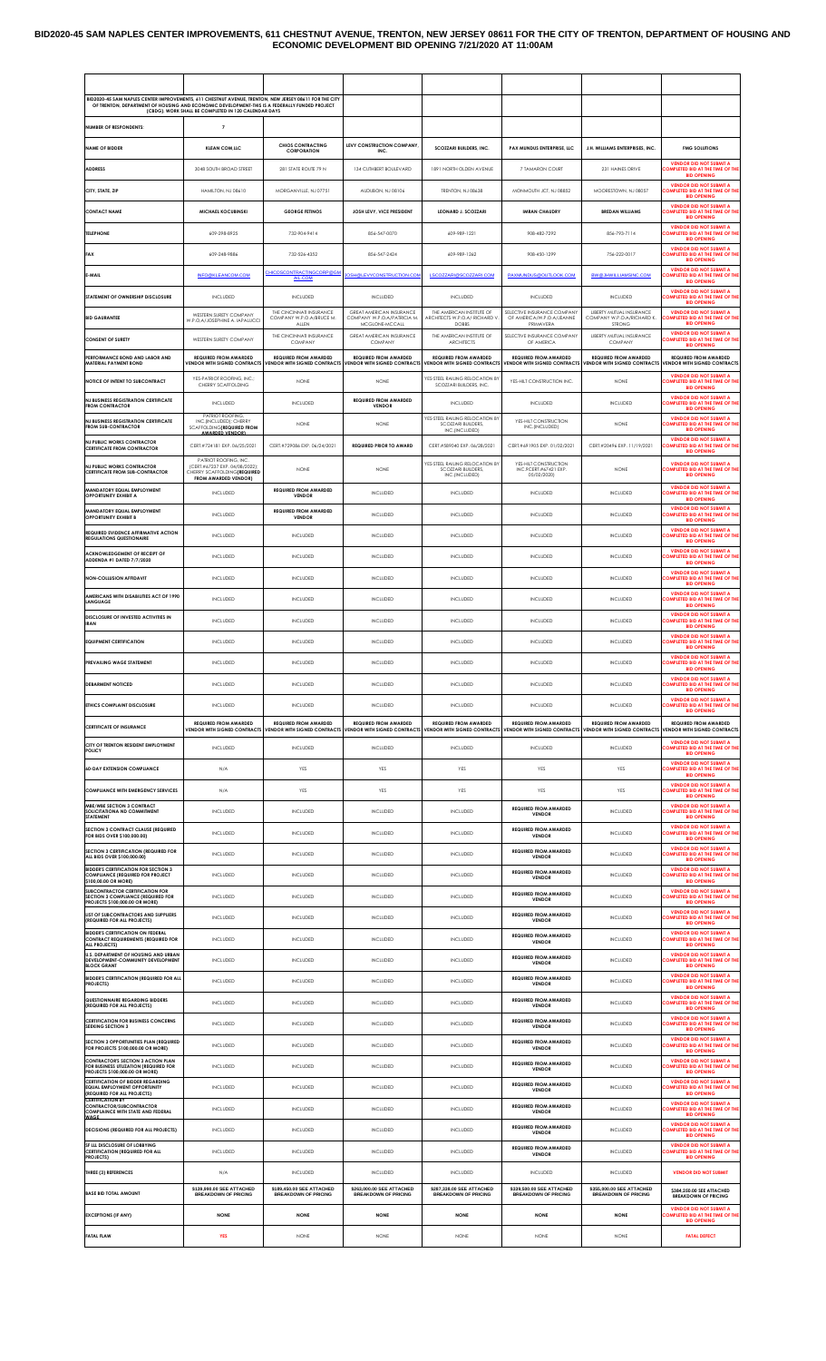# BID2020-45 SAM NAPLES CENTER IMPROVEMENTS, 611 CHESTNUT AVENUE, TRENTON, NEW JERSEY 08611 FOR THE CITY OF TRENTON, DEPARTMENT OF HOUSING AND ECONOMIC DEVELOPMENT BID OPENING 7/21/2020 AT 11:00AM

| BID2020-45 SAM NAPLES CENTER IMPROVEMENTS, 611 CHESTNUT AVENUE, TRENTON, NEW JERSEY 08611 FOR THE CITY OF TRENTON, DEPARTMENT OF HOUSING AND ECONOMIC DEVELOPMENT-THIS IS A FEDERALLY FUNDED PROJECT (CDBG). WORK SHALL BE COMPLETED IN 120 CALENDAR DAYS. | | | | | | | |
|---|---|---|---|---|---|---|---|
| NUMBER OF RESPONDENTS: | 7 | | | | | | |
| NAME OF BIDDER | KLEAN COM,LLC | CHIOS CONTRACTING CORPORATION | LEVY CONSTRUCTION COMPANY, INC. | SCOZZARI BUILDERS, INC. | PAX MUNDUS ENTERPRISE, LLC | J.H. WILLIAMS ENTERPRISES, INC. | FMG SOLUTIONS |
| ADDRESS | 3048 SOUTH BROAD STREET | 281 STATE ROUTE 79 N | 134 CUTHBERT BOULEVARD | 1891 NORTH OLDEN AVENUE | 7 TAMARON COURT | 231 HAINES DRIVE | VENDOR DID NOT SUBMIT A COMPLETED BID AT THE TIME OF THE BID OPENING |
| CITY, STATE, ZIP | HAMILTON, NJ 08610 | MORGANVILLE, NJ 07751 | AUDUBON, NJ 08106 | TRENTON, NJ 08638 | MONMOUTH JCT, NJ 08852 | MOORESTOWN, NJ 08057 | VENDOR DID NOT SUBMIT A COMPLETED BID AT THE TIME OF THE BID OPENING |
| CONTACT NAME | MICHAEL KOCUBINSKI | GEORGE FETINOS | JOSH LEVY, VICE PRESIDENT | LEONARD J. SCOZZARI | IMRAN CHAUDRY | BREDAN WILLIAMS | VENDOR DID NOT SUBMIT A COMPLETED BID AT THE TIME OF THE BID OPENING |
| TELEPHONE | 609-298-8925 | 732-904-9414 | 856-547-0070 | 609-989-1221 | 908-482-7292 | 856-793-7114 | VENDOR DID NOT SUBMIT A COMPLETED BID AT THE TIME OF THE BID OPENING |
| FAX | 609-248-9886 | 732-526-4352 | 856-547-2424 | 609-989-1262 | 908-450-1299 | 756-222-0017 | VENDOR DID NOT SUBMIT A COMPLETED BID AT THE TIME OF THE BID OPENING |
| E-MAIL | INFO@KLEANCOM.COM | CHIOSCONTRACTINGCORP@GMAIL.COM | JOSH@LEVYCONSTRUCTION.COM | LSCOZZARI@SCOZZARI.COM | PAXMUNDUS@OUTLOOK.COM | BW@JHWILLIAMSINC.COM | VENDOR DID NOT SUBMIT A COMPLETED BID AT THE TIME OF THE BID OPENING |
| STATEMENT OF OWNERSHIP DISCLOSURE | INCLUDED | INCLUDED | INCLUDED | INCLUDED | INCLUDED | INCLUDED | VENDOR DID NOT SUBMIT A COMPLETED BID AT THE TIME OF THE BID OPENING |
| BID GAURANTEE | WESTERN SURETY COMPANY W.P.O.A/JOSEPHINE A. IAPALUCCI | THE CINCINNATI INSURANCE COMPANY W.P.O.A/BRUCE M. ALLEN | GREAT AMERICAN INSURANCE COMPANY W.P.O.A/PATRICIA M. MCGLONE-MCCALL | THE AMERICAN INSTITUTE OF ARCHITECTS W.P.O.A/ RICHARD V. DOBBS | SELECTIVE INSURANCE COMPANY OF AMERICA W.P.O.A/JEANNE PRIMAVERA | LIBERTY MUTUAL INSURANCE COMPANY W.P.O.A/RICHARD K. STRONG | VENDOR DID NOT SUBMIT A COMPLETED BID AT THE TIME OF THE BID OPENING |
| CONSENT OF SURETY | WESTERN SURETY COMPANY | THE CINCINNATI INSURANCE COMPANY | GREAT AMERICAN INSURANCE COMPANY | THE AMERICAN INSTITUTE OF ARCHITECTS | SELECTIVE INSURANCE COMPANY OF AMERICA | LIBERTY MUTUAL INSURANCE COMPANY | VENDOR DID NOT SUBMIT A COMPLETED BID AT THE TIME OF THE BID OPENING |
| PERFORMANCE BOND AND LABOR AND MATERIAL PAYMENT BOND | REQUIRED FROM AWARDED VENDOR WITH SIGNED CONTRACTS | REQUIRED FROM AWARDED VENDOR WITH SIGNED CONTRACTS | REQUIRED FROM AWARDED VENDOR WITH SIGNED CONTRACTS | REQUIRED FROM AWARDED VENDOR WITH SIGNED CONTRACTS | REQUIRED FROM AWARDED VENDOR WITH SIGNED CONTRACTS | REQUIRED FROM AWARDED VENDOR WITH SIGNED CONTRACTS | REQUIRED FROM AWARDED VENDOR WITH SIGNED CONTRACTS |
| NOTICE OF INTENT TO SUBCONTRACT | YES-PATRIOT ROOFING, INC.; CHERRY SCAFFOLDING | NONE | NONE | YES-STEEL RAILING RELOCATION BY SCOZZARI BUILDERS, INC. | YES-HILT CONSTRUCTION INC. | NONE | VENDOR DID NOT SUBMIT A COMPLETED BID AT THE TIME OF THE BID OPENING |
| NJ BUSINESS REGISTRATION CERTIFICATE FROM CONTRACTOR | INCLUDED | INCLUDED | REQUIRED FROM AWARDED VENDOR | INCLUDED | INCLUDED | INCLUDED | VENDOR DID NOT SUBMIT A COMPLETED BID AT THE TIME OF THE BID OPENING |
| NJ BUSINESS REGISTRATION CERTIFICATE FROM SUB-CONTRACTOR | PATRIOT ROOFING, INC.(INCLUDED); CHERRY SCAFFOLDING(REQUIRED FROM AWARDED VENDOR) | NONE | NONE | YES-STEEL RAILING RELOCATION BY SCOZZARI BUILDERS, INC.(INCLUDED) | YES-HILT CONSTRUCTION INC.(INCLUDED) | NONE | VENDOR DID NOT SUBMIT A COMPLETED BID AT THE TIME OF THE BID OPENING |
| NJ PUBLIC WORKS CONTRACTOR CERTIFICATE FROM CONTRACTOR | CERT.#724181 EXP. 06/25/2021 | CERT.#729086 EXP. 06/24/2021 | REQUIRED PRIOR TO AWARD | CERT.#589040 EXP. 06/28/2021 | CERT.#681905 EXP. 01/02/2021 | CERT.#20696 EXP. 11/19/2021 | VENDOR DID NOT SUBMIT A COMPLETED BID AT THE TIME OF THE BID OPENING |
| NJ PUBLIC WORKS CONTRACTOR CERTIFICATE FROM SUB-CONTRACTOR | PATRIOT ROOFING, INC.(CERT.#67237 EXP. 06/08/2022); CHERRY SCAFFOLDING(REQUIRED FROM AWARDED VENDOR) | NONE | NONE | YES-STEEL RAILING RELOCATION BY SCOZZARI BUILDERS, INC.(INCLUDED) | YES-HILT CONSTRUCTION INC.9CERT.#67421 EXP. 05/02/2020) | NONE | VENDOR DID NOT SUBMIT A COMPLETED BID AT THE TIME OF THE BID OPENING |
| MANDATORY EQUAL EMPLOYMENT OPPORTUNITY EXHIBIT A | INCLUDED | REQUIRED FROM AWARDED VENDOR | INCLUDED | INCLUDED | INCLUDED | INCLUDED | VENDOR DID NOT SUBMIT A COMPLETED BID AT THE TIME OF THE BID OPENING |
| MANDATORY EQUAL EMPLOYMENT OPPORTUNITY EXHIBIT B | INCLUDED | REQUIRED FROM AWARDED VENDOR | INCLUDED | INCLUDED | INCLUDED | INCLUDED | VENDOR DID NOT SUBMIT A COMPLETED BID AT THE TIME OF THE BID OPENING |
| REQUIRED EVIDENCE AFFIRMATIVE ACTION REGULATIONS QUESTIONNAIRE | INCLUDED | INCLUDED | INCLUDED | INCLUDED | INCLUDED | INCLUDED | VENDOR DID NOT SUBMIT A COMPLETED BID AT THE TIME OF THE BID OPENING |
| ACKNOWLEDGEMENT OF RECEIPT OF ADDENDA #1 DATED 7/7/2020 | INCLUDED | INCLUDED | INCLUDED | INCLUDED | INCLUDED | INCLUDED | VENDOR DID NOT SUBMIT A COMPLETED BID AT THE TIME OF THE BID OPENING |
| NON-COLLUSION AFFADAVIT | INCLUDED | INCLUDED | INCLUDED | INCLUDED | INCLUDED | INCLUDED | VENDOR DID NOT SUBMIT A COMPLETED BID AT THE TIME OF THE BID OPENING |
| AMERICANS WITH DISABILITIES ACT OF 1990 LANGUAGE | INCLUDED | INCLUDED | INCLUDED | INCLUDED | INCLUDED | INCLUDED | VENDOR DID NOT SUBMIT A COMPLETED BID AT THE TIME OF THE BID OPENING |
| DISCLOSURE OF INVESTED ACTIVITIES IN IRAN | INCLUDED | INCLUDED | INCLUDED | INCLUDED | INCLUDED | INCLUDED | VENDOR DID NOT SUBMIT A COMPLETED BID AT THE TIME OF THE BID OPENING |
| EQUIPMENT CERTIFICATION | INCLUDED | INCLUDED | INCLUDED | INCLUDED | INCLUDED | INCLUDED | VENDOR DID NOT SUBMIT A COMPLETED BID AT THE TIME OF THE BID OPENING |
| PREVAILING WAGE STATEMENT | INCLUDED | INCLUDED | INCLUDED | INCLUDED | INCLUDED | INCLUDED | VENDOR DID NOT SUBMIT A COMPLETED BID AT THE TIME OF THE BID OPENING |
| DEBARMENT NOTICED | INCLUDED | INCLUDED | INCLUDED | INCLUDED | INCLUDED | INCLUDED | VENDOR DID NOT SUBMIT A COMPLETED BID AT THE TIME OF THE BID OPENING |
| ETHICS COMPLAINT DISCLOSURE | INCLUDED | INCLUDED | INCLUDED | INCLUDED | INCLUDED | INCLUDED | VENDOR DID NOT SUBMIT A COMPLETED BID AT THE TIME OF THE BID OPENING |
| CERTIFICATE OF INSURANCE | REQUIRED FROM AWARDED VENDOR WITH SIGNED CONTRACTS | REQUIRED FROM AWARDED VENDOR WITH SIGNED CONTRACTS | REQUIRED FROM AWARDED VENDOR WITH SIGNED CONTRACTS | REQUIRED FROM AWARDED VENDOR WITH SIGNED CONTRACTS | REQUIRED FROM AWARDED VENDOR WITH SIGNED CONTRACTS | REQUIRED FROM AWARDED VENDOR WITH SIGNED CONTRACTS | REQUIRED FROM AWARDED VENDOR WITH SIGNED CONTRACTS |
| CITY OF TRENTON RESIDENT EMPLOYMENT POLICY | INCLUDED | INCLUDED | INCLUDED | INCLUDED | INCLUDED | INCLUDED | VENDOR DID NOT SUBMIT A COMPLETED BID AT THE TIME OF THE BID OPENING |
| 60-DAY EXTENSION COMPLIANCE | N/A | YES | YES | YES | YES | YES | VENDOR DID NOT SUBMIT A COMPLETED BID AT THE TIME OF THE BID OPENING |
| COMPLIANCE WITH EMERGENCY SERVICES | N/A | YES | YES | YES | YES | YES | VENDOR DID NOT SUBMIT A COMPLETED BID AT THE TIME OF THE BID OPENING |
| MBE/WBE SECTION 3 CONTRACT SOLICITATONA ND COMMITMENT STATEMENT | INCLUDED | INCLUDED | INCLUDED | INCLUDED | REQUIRED FROM AWARDED VENDOR | INCLUDED | VENDOR DID NOT SUBMIT A COMPLETED BID AT THE TIME OF THE BID OPENING |
| SECTION 3 CONTRACT CLAUSE (REQUIRED FOR BIDS OVER $100,000.00) | INCLUDED | INCLUDED | INCLUDED | INCLUDED | REQUIRED FROM AWARDED VENDOR | INCLUDED | VENDOR DID NOT SUBMIT A COMPLETED BID AT THE TIME OF THE BID OPENING |
| SECTION 3 CERTIFICATION (REQUIRED FOR ALL BIDS OVER $100,000.00) | INCLUDED | INCLUDED | INCLUDED | INCLUDED | REQUIRED FROM AWARDED VENDOR | INCLUDED | VENDOR DID NOT SUBMIT A COMPLETED BID AT THE TIME OF THE BID OPENING |
| BIDDER'S CERTIFICATION FOR SECTION 3 COMPLIANCE (REQUIRED FOR PROJECT $100,00.00 OR MORE) | INCLUDED | INCLUDED | INCLUDED | INCLUDED | REQUIRED FROM AWARDED VENDOR | INCLUDED | VENDOR DID NOT SUBMIT A COMPLETED BID AT THE TIME OF THE BID OPENING |
| SUBCONTRACTOR CERTIFICATION FOR SECTION 3 COMPLIANCE (REQUIRED FOR PROJECTS $100,000.00 OR MORE) | INCLUDED | INCLUDED | INCLUDED | INCLUDED | REQUIRED FROM AWARDED VENDOR | INCLUDED | VENDOR DID NOT SUBMIT A COMPLETED BID AT THE TIME OF THE BID OPENING |
| LIST OF SUBCONTRACTORS AND SUPPLIERS (REQUIRED FOR ALL PROJECTS) | INCLUDED | INCLUDED | INCLUDED | INCLUDED | REQUIRED FROM AWARDED VENDOR | INCLUDED | VENDOR DID NOT SUBMIT A COMPLETED BID AT THE TIME OF THE BID OPENING |
| BIDDER'S CERTIFICATION ON FEDERAL CONTRACT REQUIREMENTS (REQUIRED FOR ALL PROJECTS) | INCLUDED | INCLUDED | INCLUDED | INCLUDED | REQUIRED FROM AWARDED VENDOR | INCLUDED | VENDOR DID NOT SUBMIT A COMPLETED BID AT THE TIME OF THE BID OPENING |
| U.S. DEPARTMENT OF HOUSING AND URBAN DEVELOPMENT-COMMUNITY DEVELOPMENT BLOCK GRANT | INCLUDED | INCLUDED | INCLUDED | INCLUDED | REQUIRED FROM AWARDED VENDOR | INCLUDED | VENDOR DID NOT SUBMIT A COMPLETED BID AT THE TIME OF THE BID OPENING |
| BIDDER'S CERTIFICATION (REQUIRED FOR ALL PROJECTS) | INCLUDED | INCLUDED | INCLUDED | INCLUDED | REQUIRED FROM AWARDED VENDOR | INCLUDED | VENDOR DID NOT SUBMIT A COMPLETED BID AT THE TIME OF THE BID OPENING |
| QUESTIONNAIRE REGARDING BIDDERS (REQUIRED FOR ALL PROJECTS) | INCLUDED | INCLUDED | INCLUDED | INCLUDED | REQUIRED FROM AWARDED VENDOR | INCLUDED | VENDOR DID NOT SUBMIT A COMPLETED BID AT THE TIME OF THE BID OPENING |
| CERTIFICATION FOR BUSINESS CONCERNS SEEKING SECTION 3 | INCLUDED | INCLUDED | INCLUDED | INCLUDED | REQUIRED FROM AWARDED VENDOR | INCLUDED | VENDOR DID NOT SUBMIT A COMPLETED BID AT THE TIME OF THE BID OPENING |
| SECTION 3 OPPORTUNITIES PLAN (REQUIRED FOR PROJECTS $100,000.00 OR MORE) | INCLUDED | INCLUDED | INCLUDED | INCLUDED | REQUIRED FROM AWARDED VENDOR | INCLUDED | VENDOR DID NOT SUBMIT A COMPLETED BID AT THE TIME OF THE BID OPENING |
| CONTRACTOR'S SECTION 3 ACTION PLAN FOR BUSINESS UTLIZATION (REQUIRED FOR PROJECTS $100,000.00 OR MORE) | INCLUDED | INCLUDED | INCLUDED | INCLUDED | REQUIRED FROM AWARDED VENDOR | INCLUDED | VENDOR DID NOT SUBMIT A COMPLETED BID AT THE TIME OF THE BID OPENING |
| CERTIFICATION OF BIDDER REGARDING EQUAL EMPLOYMENT OPPORTUNITY (REQUIRED FOR ALL PROJECTS) | INCLUDED | INCLUDED | INCLUDED | INCLUDED | REQUIRED FROM AWARDED VENDOR | INCLUDED | VENDOR DID NOT SUBMIT A COMPLETED BID AT THE TIME OF THE BID OPENING |
| CERTIFICATION BY CONTRACTOR/SUBCONTRACTOR COMPLIANCE WITH STATE AND FEDERAL WAGE | INCLUDED | INCLUDED | INCLUDED | INCLUDED | REQUIRED FROM AWARDED VENDOR | INCLUDED | VENDOR DID NOT SUBMIT A COMPLETED BID AT THE TIME OF THE BID OPENING |
| DECISIONS (REQUIRED FOR ALL PROJECTS) | INCLUDED | INCLUDED | INCLUDED | INCLUDED | REQUIRED FROM AWARDED VENDOR | INCLUDED | VENDOR DID NOT SUBMIT A COMPLETED BID AT THE TIME OF THE BID OPENING |
| SF LLL DISCLOSURE OF LOBBYING CERTIFICATION (REQUIRED FOR ALL PROJECTS) | INCLUDED | INCLUDED | INCLUDED | INCLUDED | REQUIRED FROM AWARDED VENDOR | INCLUDED | VENDOR DID NOT SUBMIT A COMPLETED BID AT THE TIME OF THE BID OPENING |
| THREE (3) REFERENCES | N/A | INCLUDED | INCLUDED | INCLUDED | INCLUDED | INCLUDED | VENDOR DID NOT SUBMIT |
| BASE BID TOTAL AMOUNT | $139,890.00 SEE ATTACHED BREAKDOWN OF PRICING | $189,450.00 SEE ATTACHED BREAKDOWN OF PRICING | $263,000.00 SEE ATTACHED BREAKDOWN OF PRICING | $287,238.00 SEE ATTACHED BREAKDOWN OF PRICING | $339,500.00 SEE ATTACHED BREAKDOWN OF PRICING | $355,000.00 SEE ATTACHED BREAKDOWN OF PRICING | $384,250.00 SEE ATTACHED BREAKDOWN OF PRICING |
| EXCEPTIONS (IF ANY) | NONE | NONE | NONE | NONE | NONE | NONE | VENDOR DID NOT SUBMIT A COMPLETED BID AT THE TIME OF THE BID OPENING |
| FATAL FLAW | YES | NONE | NONE | NONE | NONE | NONE | FATAL DEFECT |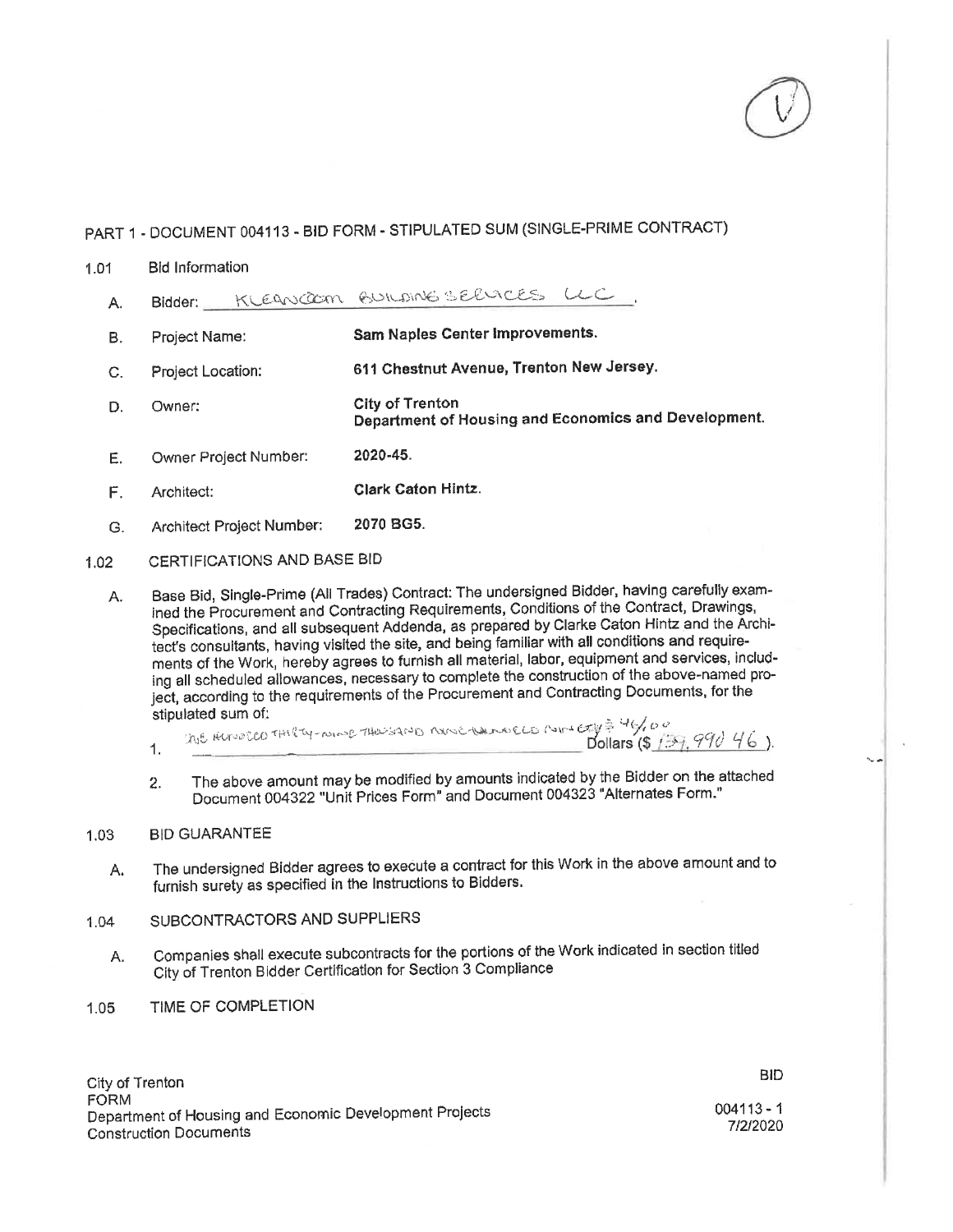# PART 1 - DOCUMENT 004113 - BID FORM - STIPULATED SUM (SINGLE-PRIME CONTRACT)

## 1.01 Bid Information

A. Bidder: KLEANCOM BUILDING SERVICES LLC .

B. Project Name: **Sam Naples Center Improvements.**

C. Project Location: **611 Chestnut Avenue, Trenton New Jersey.**

D. Owner: **City of Trenton Department of Housing and Economics and Development.**

E. Owner Project Number: **2020-45.**

F. Architect: **Clark Caton Hintz.**

G. Architect Project Number: **2070 BG5.**

## 1.02 CERTIFICATIONS AND BASE BID

A. Base Bid, Single-Prime (All Trades) Contract: The undersigned Bidder, having carefully examined the Procurement and Contracting Requirements, Conditions of the Contract, Drawings, Specifications, and all subsequent Addenda, as prepared by Clarke Caton Hintz and the Architect's consultants, having visited the site, and being familiar with all conditions and requirements of the Work, hereby agrees to furnish all material, labor, equipment and services, including all scheduled allowances, necessary to complete the construction of the above-named project, according to the requirements of the Procurement and Contracting Documents, for the stipulated sum of:

1. ONE HUNDRED THIRTY-NINE THOUSAND NINE-HUNDRED NINETY $ 46/00 Dollars ($ 139,990 46 ).

2. The above amount may be modified by amounts indicated by the Bidder on the attached Document 004322 "Unit Prices Form" and Document 004323 "Alternates Form."

## 1.03 BID GUARANTEE

A. The undersigned Bidder agrees to execute a contract for this Work in the above amount and to furnish surety as specified in the Instructions to Bidders.

## 1.04 SUBCONTRACTORS AND SUPPLIERS

A. Companies shall execute subcontracts for the portions of the Work indicated in section titled City of Trenton Bidder Certification for Section 3 Compliance

## 1.05 TIME OF COMPLETION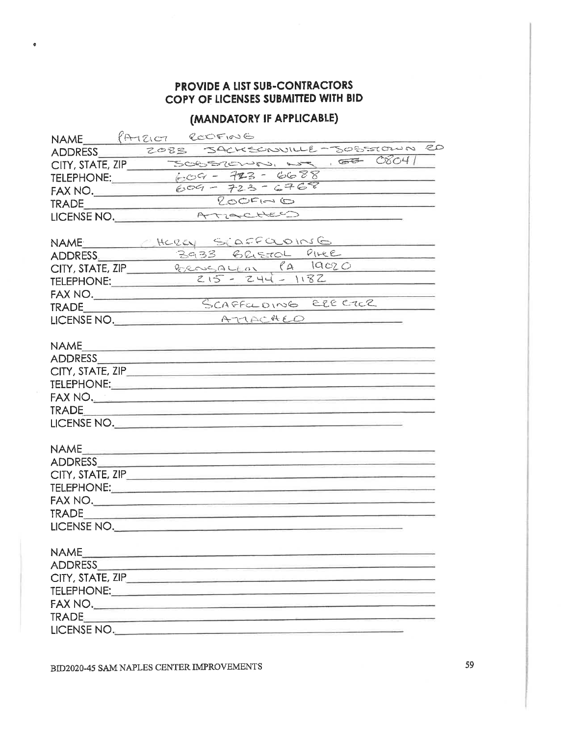## PROVIDE A LIST SUB-CONTRACTORS
## COPY OF LICENSES SUBMITTED WITH BID

## (MANDATORY IF APPLICABLE)

NAME: PATRIOT ROOFING
ADDRESS: 2083 JACKSONVILLE-JOBSTOWN RD
CITY, STATE, ZIP: JOBSTOWN, NJ, ~~08~~ 08041
TELEPHONE: 609-723-6688
FAX NO.: 609-723-6768
TRADE: ROOFING
LICENSE NO.: ATTACHED

NAME: HORAY SCAFFOLDING
ADDRESS: 3933 BRISTOL PIKE
CITY, STATE, ZIP: BENSALEM PA 19020
TELEPHONE: 215-244-1182
FAX NO.
TRADE: SCAFFOLDING ERECTOR
LICENSE NO.: ATTACHED

NAME
ADDRESS
CITY, STATE, ZIP
TELEPHONE:
FAX NO.
TRADE
LICENSE NO.

NAME
ADDRESS
CITY, STATE, ZIP
TELEPHONE:
FAX NO.
TRADE
LICENSE NO.

NAME
ADDRESS
CITY, STATE, ZIP
TELEPHONE:
FAX NO.
TRADE
LICENSE NO.

BID2020-45 SAM NAPLES CENTER IMPROVEMENTS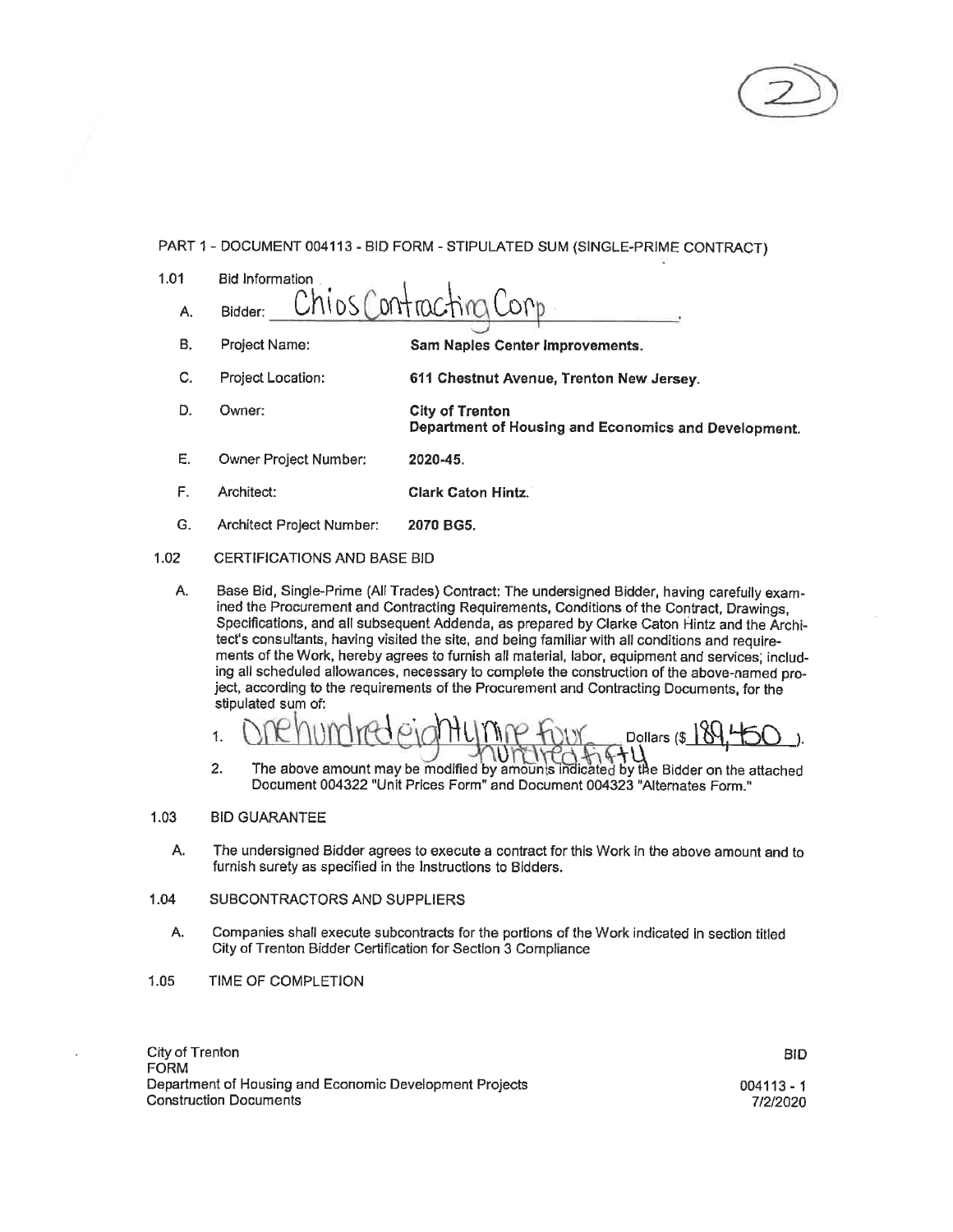(2)

PART 1 - DOCUMENT 004113 - BID FORM - STIPULATED SUM (SINGLE-PRIME CONTRACT)

1.01 Bid Information

A. Bidder: Chios Contracting Corp.

B. Project Name: **Sam Naples Center Improvements.**

C. Project Location: **611 Chestnut Avenue, Trenton New Jersey.**

D. Owner: **City of Trenton Department of Housing and Economics and Development.**

E. Owner Project Number: **2020-45.**

F. Architect: **Clark Caton Hintz.**

G. Architect Project Number: **2070 BG5.**

1.02 CERTIFICATIONS AND BASE BID

A. Base Bid, Single-Prime (All Trades) Contract: The undersigned Bidder, having carefully examined the Procurement and Contracting Requirements, Conditions of the Contract, Drawings, Specifications, and all subsequent Addenda, as prepared by Clarke Caton Hintz and the Architect's consultants, having visited the site, and being familiar with all conditions and requirements of the Work, hereby agrees to furnish all material, labor, equipment and services; including all scheduled allowances, necessary to complete the construction of the above-named project, according to the requirements of the Procurement and Contracting Documents, for the stipulated sum of:

1. One hundred eighty nine four hundred fifty Dollars ($ 189,450 ).

2. The above amount may be modified by amounts indicated by the Bidder on the attached Document 004322 "Unit Prices Form" and Document 004323 "Alternates Form."

1.03 BID GUARANTEE

A. The undersigned Bidder agrees to execute a contract for this Work in the above amount and to furnish surety as specified in the Instructions to Bidders.

1.04 SUBCONTRACTORS AND SUPPLIERS

A. Companies shall execute subcontracts for the portions of the Work indicated in section titled City of Trenton Bidder Certification for Section 3 Compliance

1.05 TIME OF COMPLETION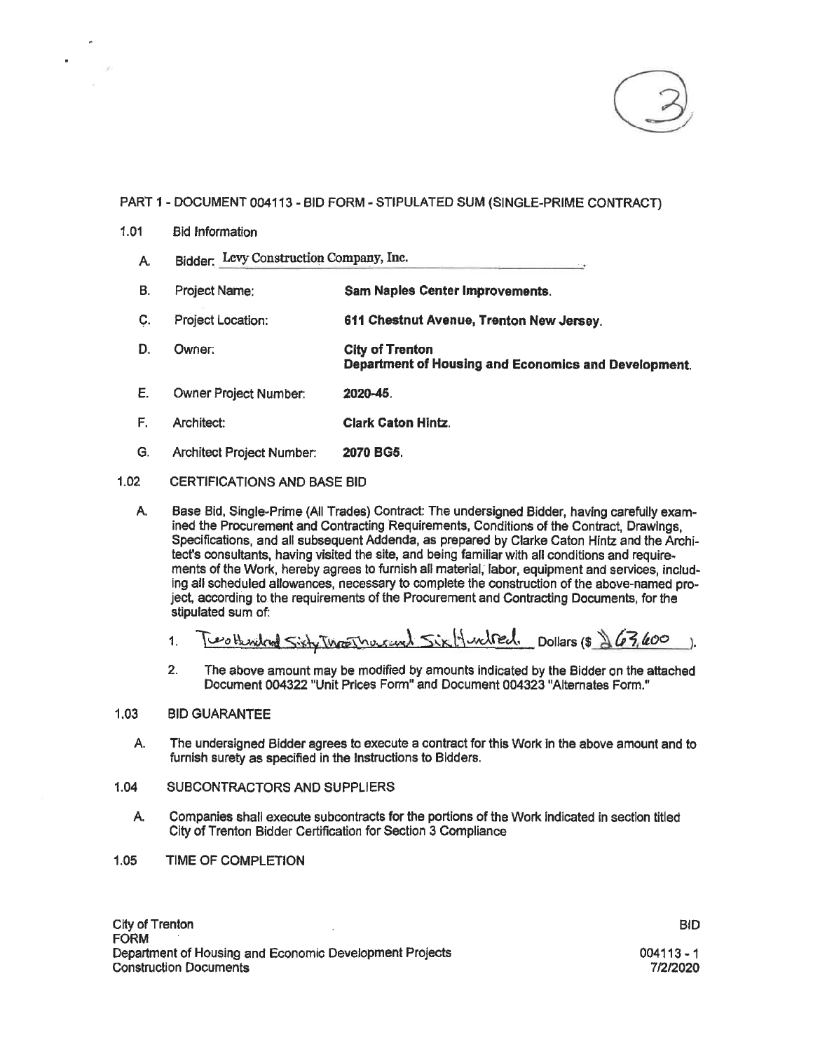PART 1 - DOCUMENT 004113 - BID FORM - STIPULATED SUM (SINGLE-PRIME CONTRACT)

1.01 Bid Information

A. Bidder: Levy Construction Company, Inc.

B. Project Name: **Sam Naples Center Improvements.**

C. Project Location: **611 Chestnut Avenue, Trenton New Jersey.**

D. Owner: **City of Trenton Department of Housing and Economics and Development.**

E. Owner Project Number: **2020-45.**

F. Architect: **Clark Caton Hintz.**

G. Architect Project Number: **2070 BG5.**

1.02 CERTIFICATIONS AND BASE BID

A. Base Bid, Single-Prime (All Trades) Contract: The undersigned Bidder, having carefully examined the Procurement and Contracting Requirements, Conditions of the Contract, Drawings, Specifications, and all subsequent Addenda, as prepared by Clarke Caton Hintz and the Architect's consultants, having visited the site, and being familiar with all conditions and requirements of the Work, hereby agrees to furnish all material, labor, equipment and services, including all scheduled allowances, necessary to complete the construction of the above-named project, according to the requirements of the Procurement and Contracting Documents, for the stipulated sum of:

1. Two Hundred Sixty Three Thousand Six Hundred Dollars ($ 263,600 ).

2. The above amount may be modified by amounts indicated by the Bidder on the attached Document 004322 "Unit Prices Form" and Document 004323 "Alternates Form."

1.03 BID GUARANTEE

A. The undersigned Bidder agrees to execute a contract for this Work in the above amount and to furnish surety as specified in the Instructions to Bidders.

1.04 SUBCONTRACTORS AND SUPPLIERS

A. Companies shall execute subcontracts for the portions of the Work indicated in section titled City of Trenton Bidder Certification for Section 3 Compliance

1.05 TIME OF COMPLETION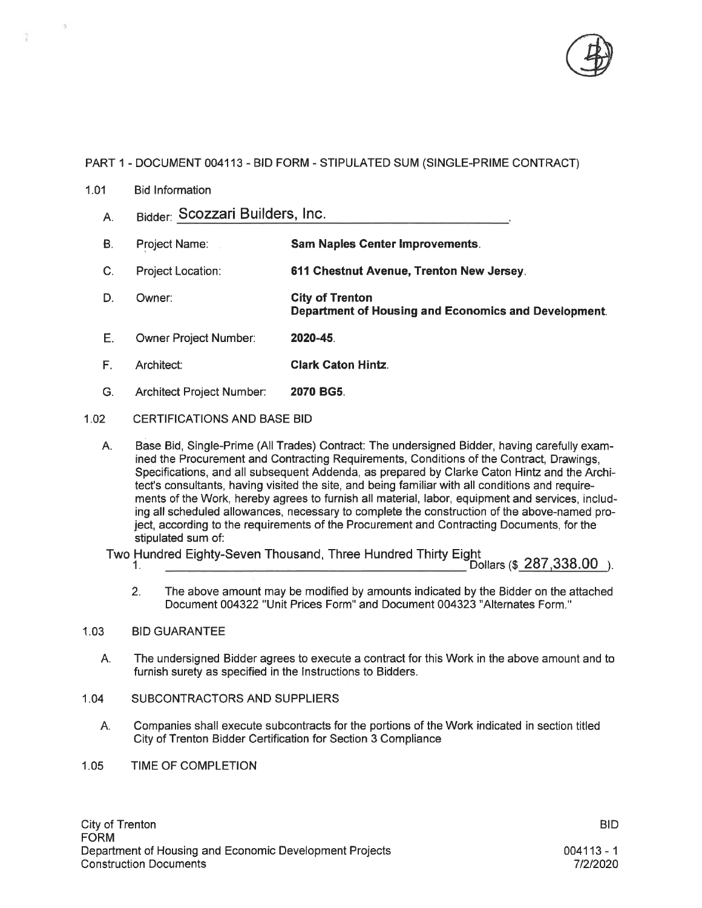PART 1 - DOCUMENT 004113 - BID FORM - STIPULATED SUM (SINGLE-PRIME CONTRACT)

1.01 Bid Information

A. Bidder: Scozzari Builders, Inc.

B. Project Name: **Sam Naples Center Improvements**.

C. Project Location: **611 Chestnut Avenue, Trenton New Jersey**.

D. Owner: **City of Trenton**
**Department of Housing and Economics and Development**.

E. Owner Project Number: **2020-45**.

F. Architect: **Clark Caton Hintz**.

G. Architect Project Number: **2070 BG5**.

1.02 CERTIFICATIONS AND BASE BID

A. Base Bid, Single-Prime (All Trades) Contract: The undersigned Bidder, having carefully examined the Procurement and Contracting Requirements, Conditions of the Contract, Drawings, Specifications, and all subsequent Addenda, as prepared by Clarke Caton Hintz and the Architect's consultants, having visited the site, and being familiar with all conditions and requirements of the Work, hereby agrees to furnish all material, labor, equipment and services, including all scheduled allowances, necessary to complete the construction of the above-named project, according to the requirements of the Procurement and Contracting Documents, for the stipulated sum of:

1. Two Hundred Eighty-Seven Thousand, Three Hundred Thirty Eight Dollars ($ 287,338.00 ).

2. The above amount may be modified by amounts indicated by the Bidder on the attached Document 004322 "Unit Prices Form" and Document 004323 "Alternates Form."

1.03 BID GUARANTEE

A. The undersigned Bidder agrees to execute a contract for this Work in the above amount and to furnish surety as specified in the Instructions to Bidders.

1.04 SUBCONTRACTORS AND SUPPLIERS

A. Companies shall execute subcontracts for the portions of the Work indicated in section titled City of Trenton Bidder Certification for Section 3 Compliance

1.05 TIME OF COMPLETION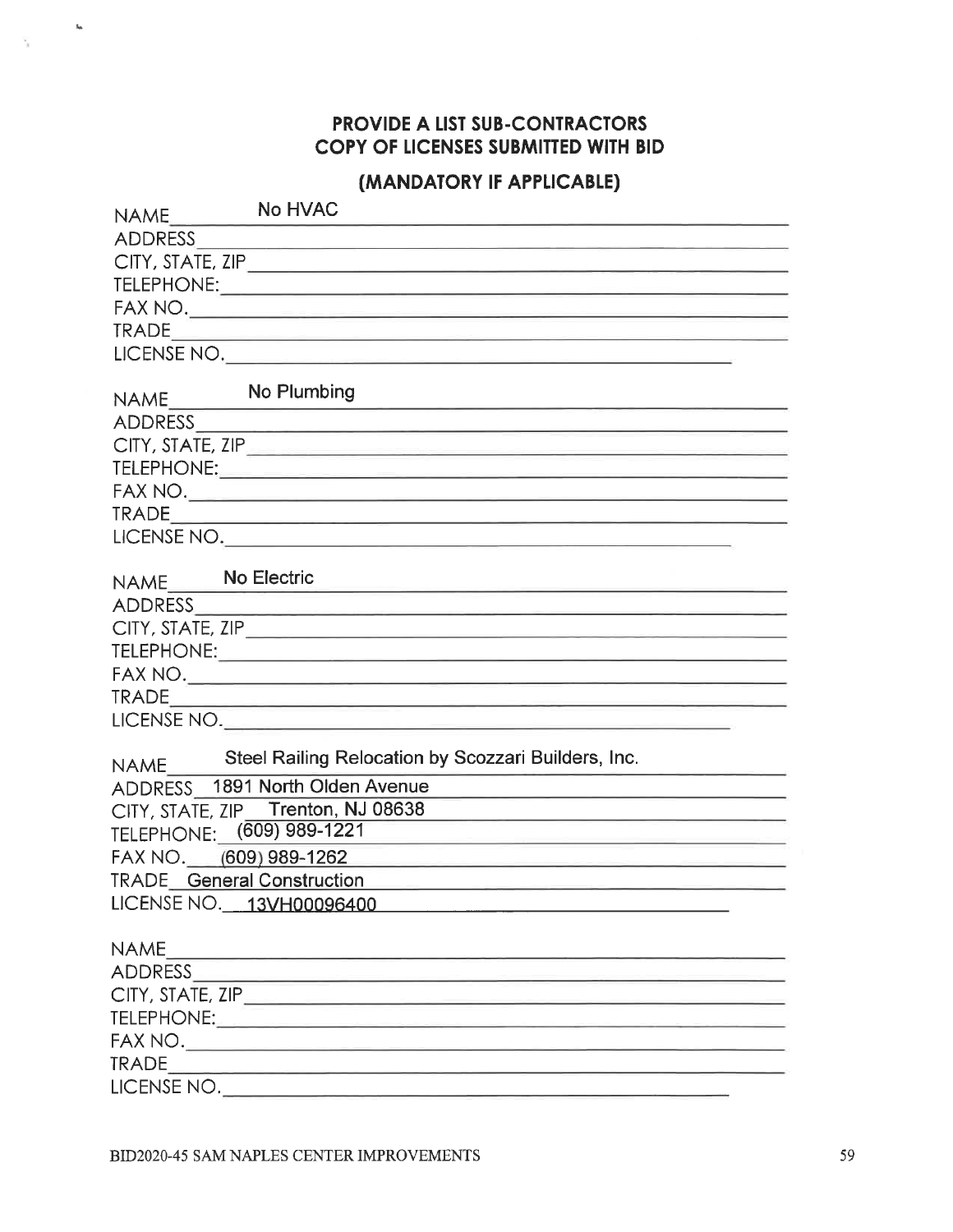## PROVIDE A LIST SUB-CONTRACTORS
## COPY OF LICENSES SUBMITTED WITH BID

### (MANDATORY IF APPLICABLE)

NAME No HVAC
ADDRESS
CITY, STATE, ZIP
TELEPHONE:
FAX NO.
TRADE
LICENSE NO.

NAME No Plumbing
ADDRESS
CITY, STATE, ZIP
TELEPHONE:
FAX NO.
TRADE
LICENSE NO.

NAME No Electric
ADDRESS
CITY, STATE, ZIP
TELEPHONE:
FAX NO.
TRADE
LICENSE NO.

NAME Steel Railing Relocation by Scozzari Builders, Inc.
ADDRESS 1891 North Olden Avenue
CITY, STATE, ZIP Trenton, NJ 08638
TELEPHONE: (609) 989-1221
FAX NO. (609) 989-1262
TRADE General Construction
LICENSE NO. 13VH00096400

NAME
ADDRESS
CITY, STATE, ZIP
TELEPHONE:
FAX NO.
TRADE
LICENSE NO.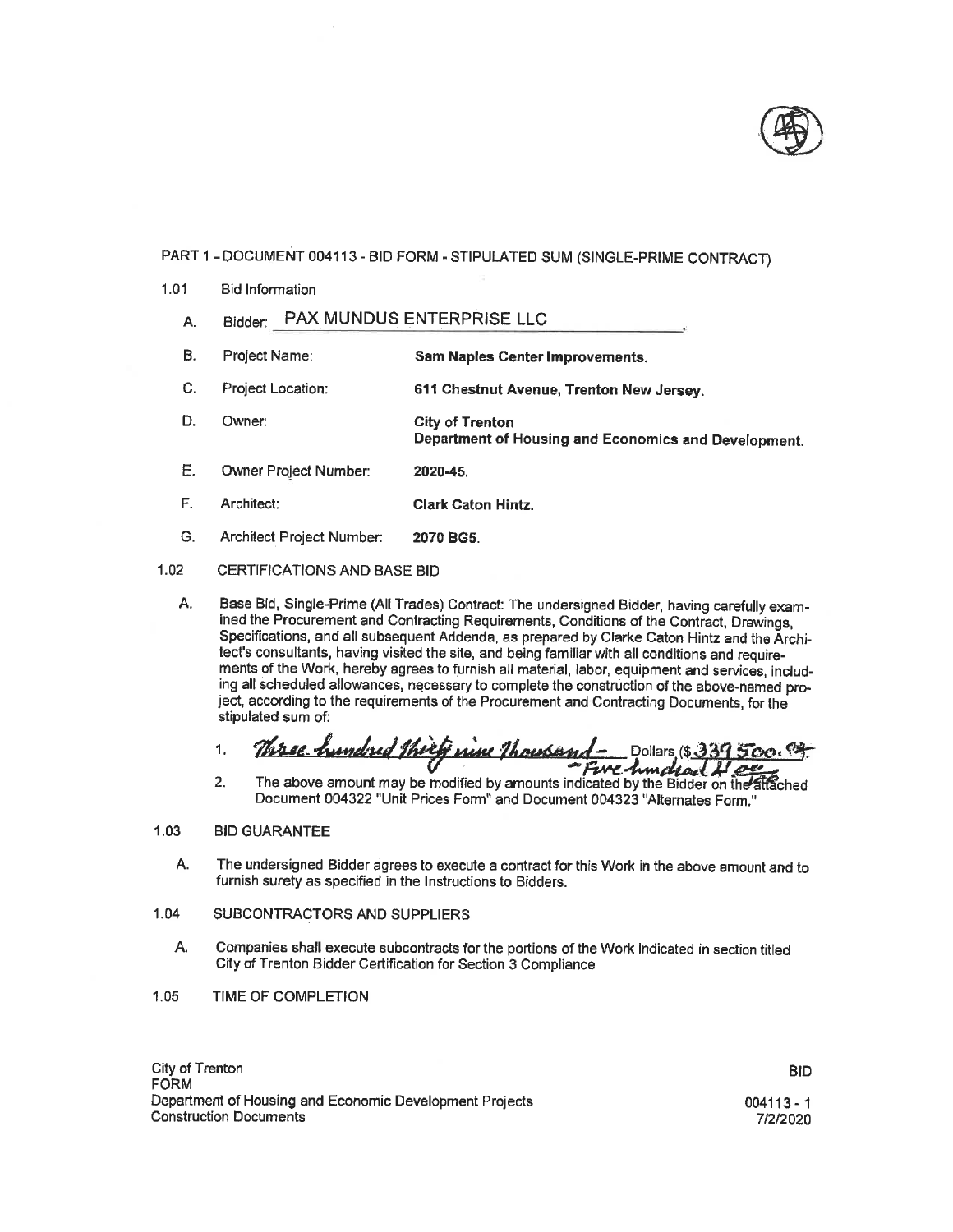PART 1 - DOCUMENT 004113 - BID FORM - STIPULATED SUM (SINGLE-PRIME CONTRACT)

1.01 Bid Information

A. Bidder: PAX MUNDUS ENTERPRISE LLC

B. Project Name: **Sam Naples Center Improvements.**

C. Project Location: **611 Chestnut Avenue, Trenton New Jersey.**

D. Owner: **City of Trenton**
**Department of Housing and Economics and Development.**

E. Owner Project Number: **2020-45.**

F. Architect: **Clark Caton Hintz.**

G. Architect Project Number: **2070 BG5.**

1.02 CERTIFICATIONS AND BASE BID

A. Base Bid, Single-Prime (All Trades) Contract: The undersigned Bidder, having carefully examined the Procurement and Contracting Requirements, Conditions of the Contract, Drawings, Specifications, and all subsequent Addenda, as prepared by Clarke Caton Hintz and the Architect's consultants, having visited the site, and being familiar with all conditions and requirements of the Work, hereby agrees to furnish all material, labor, equipment and services, including all scheduled allowances, necessary to complete the construction of the above-named project, according to the requirements of the Procurement and Contracting Documents, for the stipulated sum of:

1. *Three hundred thirty nine thousand - Five hundred & 00/100* Dollars ($*339 500.00*).

2. The above amount may be modified by amounts indicated by the Bidder on the attached Document 004322 "Unit Prices Form" and Document 004323 "Alternates Form."

1.03 BID GUARANTEE

A. The undersigned Bidder agrees to execute a contract for this Work in the above amount and to furnish surety as specified in the Instructions to Bidders.

1.04 SUBCONTRACTORS AND SUPPLIERS

A. Companies shall execute subcontracts for the portions of the Work indicated in section titled City of Trenton Bidder Certification for Section 3 Compliance

1.05 TIME OF COMPLETION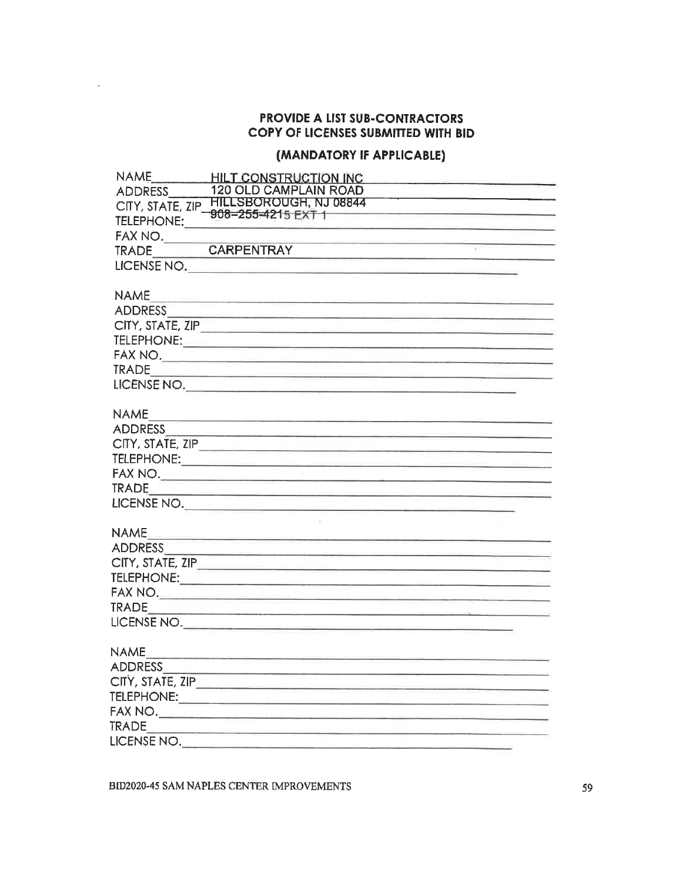**PROVIDE A LIST SUB-CONTRACTORS**
**COPY OF LICENSES SUBMITTED WITH BID**

**(MANDATORY IF APPLICABLE)**

NAME HILT CONSTRUCTION INC
ADDRESS 120 OLD CAMPLAIN ROAD
CITY, STATE, ZIP HILLSBOROUGH, NJ 08844
TELEPHONE: 908-255-4215 EXT 1
FAX NO.
TRADE CARPENTRAY
LICENSE NO.

NAME
ADDRESS
CITY, STATE, ZIP
TELEPHONE:
FAX NO.
TRADE
LICENSE NO.

NAME
ADDRESS
CITY, STATE, ZIP
TELEPHONE:
FAX NO.
TRADE
LICENSE NO.

NAME
ADDRESS
CITY, STATE, ZIP
TELEPHONE:
FAX NO.
TRADE
LICENSE NO.

NAME
ADDRESS
CITY, STATE, ZIP
TELEPHONE:
FAX NO.
TRADE
LICENSE NO.

BID2020-45 SAM NAPLES CENTER IMPROVEMENTS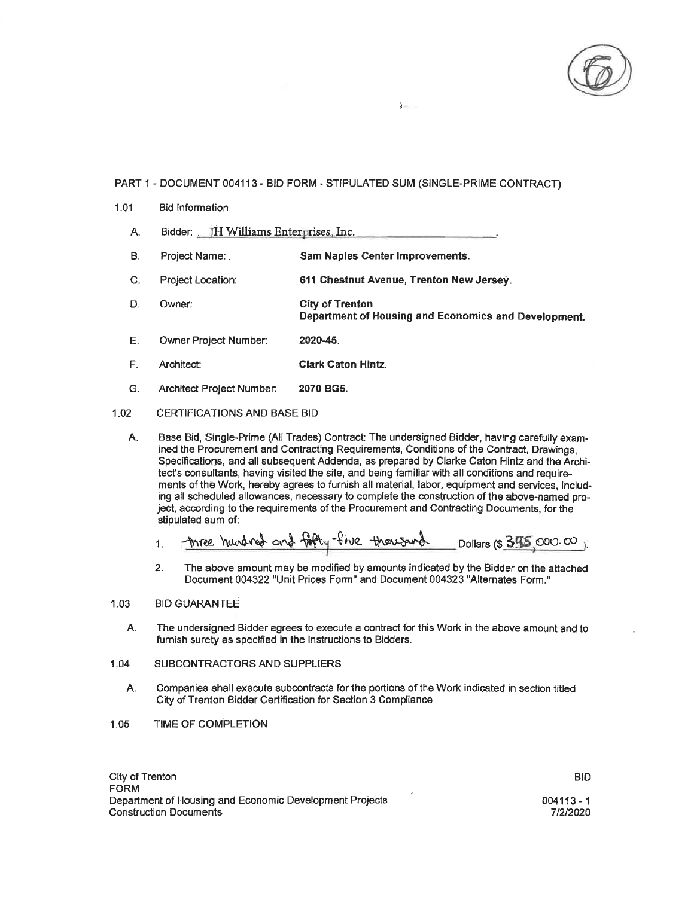PART 1 - DOCUMENT 004113 - BID FORM - STIPULATED SUM (SINGLE-PRIME CONTRACT)

1.01 Bid Information

A. Bidder: JH Williams Enterprises, Inc.

B. Project Name: Sam Naples Center Improvements.

C. Project Location: 611 Chestnut Avenue, Trenton New Jersey.

D. Owner: City of Trenton Department of Housing and Economics and Development.

E. Owner Project Number: 2020-45.

F. Architect: Clark Caton Hintz.

G. Architect Project Number: 2070 BG5.

1.02 CERTIFICATIONS AND BASE BID

A. Base Bid, Single-Prime (All Trades) Contract: The undersigned Bidder, having carefully examined the Procurement and Contracting Requirements, Conditions of the Contract, Drawings, Specifications, and all subsequent Addenda, as prepared by Clarke Caton Hintz and the Architect's consultants, having visited the site, and being familiar with all conditions and requirements of the Work, hereby agrees to furnish all material, labor, equipment and services, including all scheduled allowances, necessary to complete the construction of the above-named project, according to the requirements of the Procurement and Contracting Documents, for the stipulated sum of:

1. three hundred and fifty-five thousand Dollars ($355,000.00).

2. The above amount may be modified by amounts indicated by the Bidder on the attached Document 004322 "Unit Prices Form" and Document 004323 "Alternates Form."

1.03 BID GUARANTEE

A. The undersigned Bidder agrees to execute a contract for this Work in the above amount and to furnish surety as specified in the Instructions to Bidders.

1.04 SUBCONTRACTORS AND SUPPLIERS

A. Companies shall execute subcontracts for the portions of the Work indicated in section titled City of Trenton Bidder Certification for Section 3 Compliance

1.05 TIME OF COMPLETION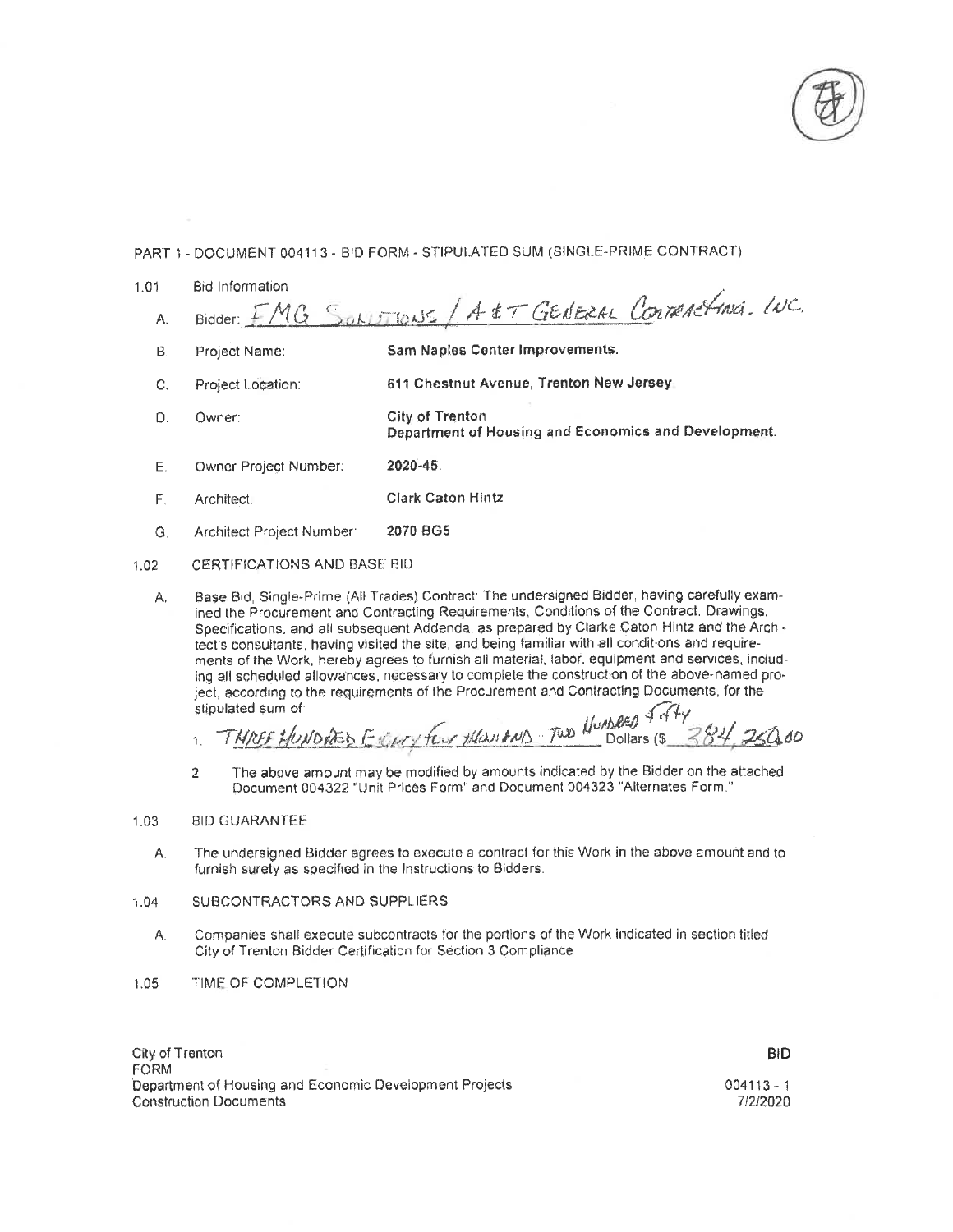PART 1 - DOCUMENT 004113 - BID FORM - STIPULATED SUM (SINGLE-PRIME CONTRACT)

1.01 Bid Information

A. Bidder: EMG Solutions / A & T General Contracting. INC.

B. Project Name: **Sam Naples Center Improvements.**

C. Project Location: **611 Chestnut Avenue, Trenton New Jersey**

D. Owner: **City of Trenton**
**Department of Housing and Economics and Development.**

E. Owner Project Number: **2020-45.**

F. Architect. **Clark Caton Hintz**

G. Architect Project Number: **2070 BG5**

1.02 CERTIFICATIONS AND BASE BID

A. Base Bid, Single-Prime (All Trades) Contract: The undersigned Bidder, having carefully examined the Procurement and Contracting Requirements, Conditions of the Contract, Drawings, Specifications, and all subsequent Addenda, as prepared by Clarke Caton Hintz and the Architect's consultants, having visited the site, and being familiar with all conditions and requirements of the Work, hereby agrees to furnish all material, labor, equipment and services, including all scheduled allowances, necessary to complete the construction of the above-named project, according to the requirements of the Procurement and Contracting Documents, for the stipulated sum of:

1. THREE HUNDRED EIGHTY FOUR THOUSAND TWO HUNDRED FIFTY Dollars ($ 384,250.00 )

2. The above amount may be modified by amounts indicated by the Bidder on the attached Document 004322 "Unit Prices Form" and Document 004323 "Alternates Form."

1.03 BID GUARANTEE

A. The undersigned Bidder agrees to execute a contract for this Work in the above amount and to furnish surety as specified in the Instructions to Bidders.

1.04 SUBCONTRACTORS AND SUPPLIERS

A. Companies shall execute subcontracts for the portions of the Work indicated in section titled City of Trenton Bidder Certification for Section 3 Compliance

1.05 TIME OF COMPLETION